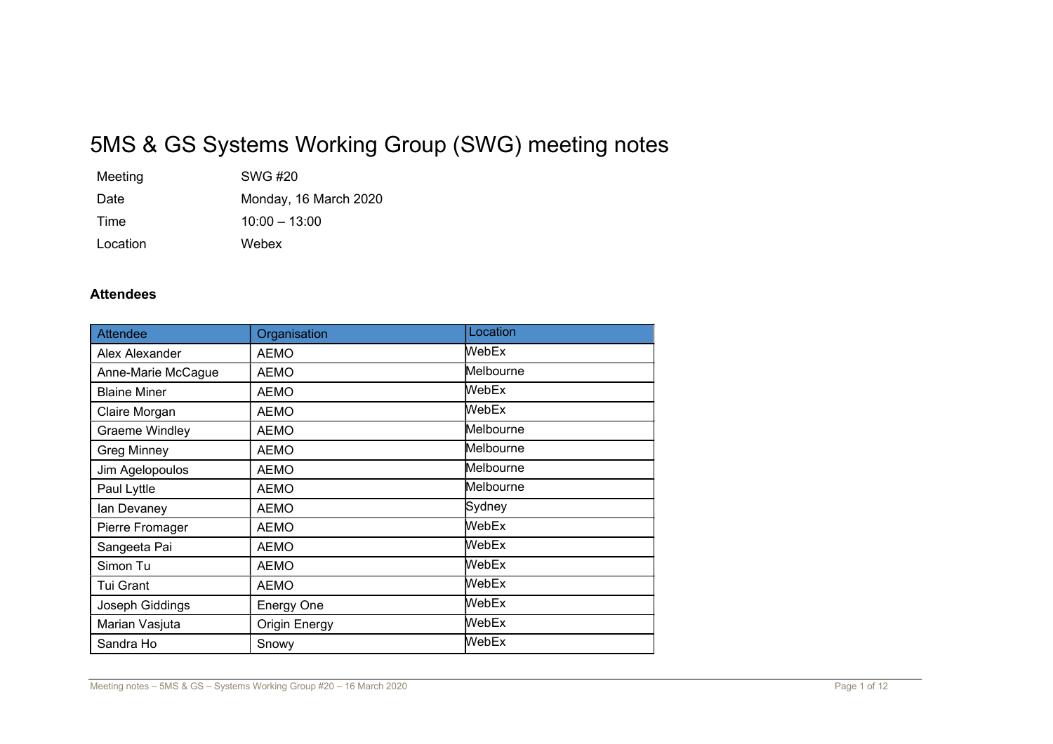# 5MS & GS Systems Working Group (SWG) meeting notes

| | |
|---|---|
| Meeting | SWG #20 |
| Date | Monday, 16 March 2020 |
| Time | 10:00 – 13:00 |
| Location | Webex |

**Attendees**

| Attendee | Organisation | Location |
|---|---|---|
| Alex Alexander | AEMO | WebEx |
| Anne-Marie McCague | AEMO | Melbourne |
| Blaine Miner | AEMO | WebEx |
| Claire Morgan | AEMO | WebEx |
| Graeme Windley | AEMO | Melbourne |
| Greg Minney | AEMO | Melbourne |
| Jim Agelopoulos | AEMO | Melbourne |
| Paul Lyttle | AEMO | Melbourne |
| Ian Devaney | AEMO | Sydney |
| Pierre Fromager | AEMO | WebEx |
| Sangeeta Pai | AEMO | WebEx |
| Simon Tu | AEMO | WebEx |
| Tui Grant | AEMO | WebEx |
| Joseph Giddings | Energy One | WebEx |
| Marian Vasjuta | Origin Energy | WebEx |
| Sandra Ho | Snowy | WebEx |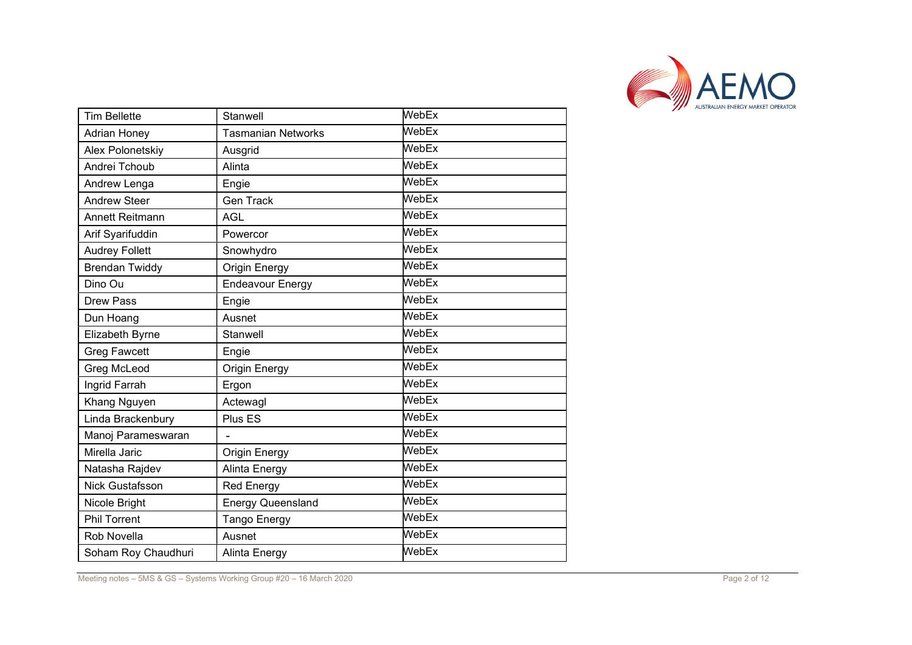| | | |
|---|---|---|
| Tim Bellette | Stanwell | WebEx |
| Adrian Honey | Tasmanian Networks | WebEx |
| Alex Polonetskiy | Ausgrid | WebEx |
| Andrei Tchoub | Alinta | WebEx |
| Andrew Lenga | Engie | WebEx |
| Andrew Steer | Gen Track | WebEx |
| Annett Reitmann | AGL | WebEx |
| Arif Syarifuddin | Powercor | WebEx |
| Audrey Follett | Snowhydro | WebEx |
| Brendan Twiddy | Origin Energy | WebEx |
| Dino Ou | Endeavour Energy | WebEx |
| Drew Pass | Engie | WebEx |
| Dun Hoang | Ausnet | WebEx |
| Elizabeth Byrne | Stanwell | WebEx |
| Greg Fawcett | Engie | WebEx |
| Greg McLeod | Origin Energy | WebEx |
| Ingrid Farrah | Ergon | WebEx |
| Khang Nguyen | Actewagl | WebEx |
| Linda Brackenbury | Plus ES | WebEx |
| Manoj Parameswaran | - | WebEx |
| Mirella Jaric | Origin Energy | WebEx |
| Natasha Rajdev | Alinta Energy | WebEx |
| Nick Gustafsson | Red Energy | WebEx |
| Nicole Bright | Energy Queensland | WebEx |
| Phil Torrent | Tango Energy | WebEx |
| Rob Novella | Ausnet | WebEx |
| Soham Roy Chaudhuri | Alinta Energy | WebEx |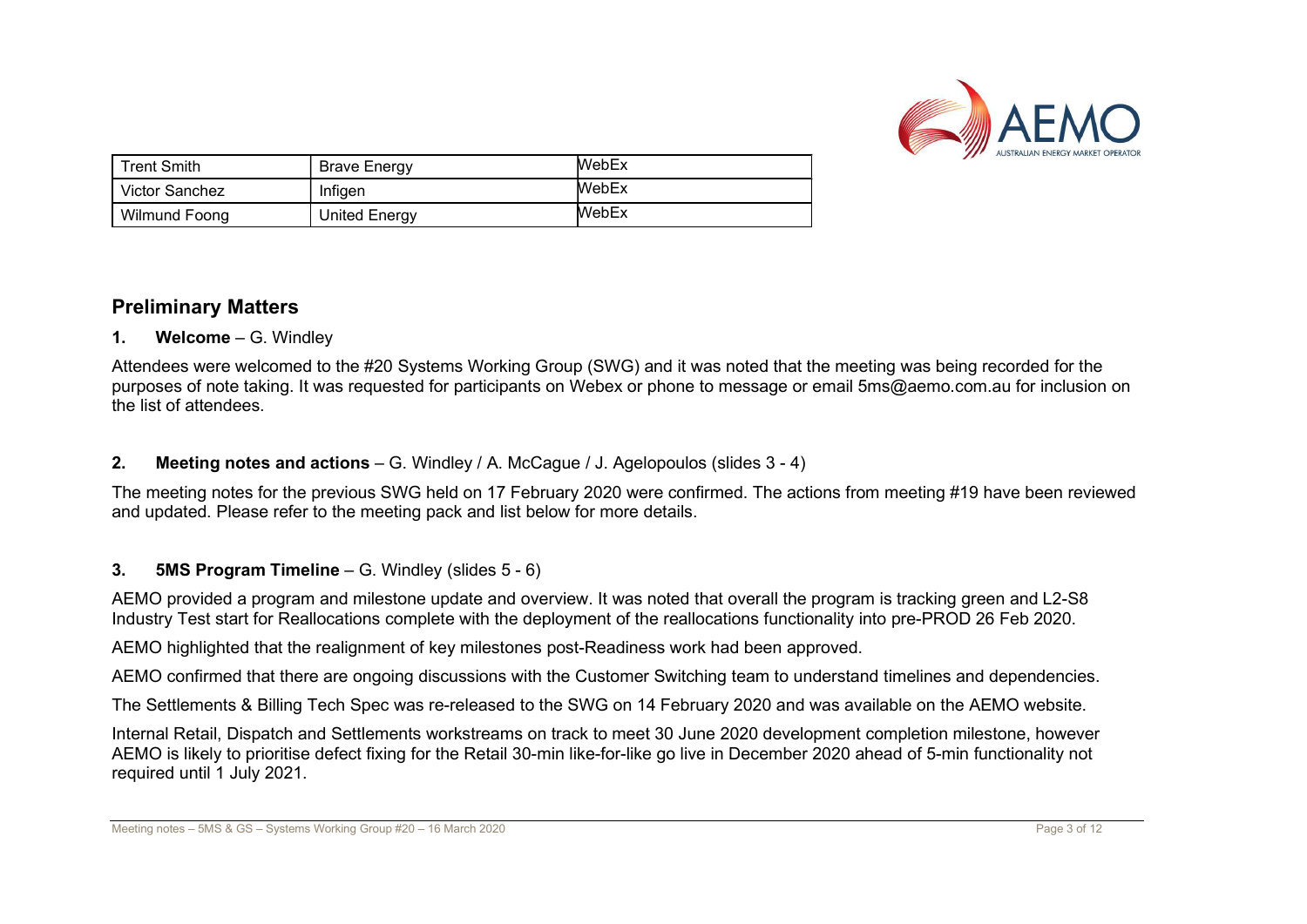| Trent Smith | Brave Energy | WebEx |
|---|---|---|
| Victor Sanchez | Infigen | WebEx |
| Wilmund Foong | United Energy | WebEx |

## Preliminary Matters

### 1. Welcome – G. Windley

Attendees were welcomed to the #20 Systems Working Group (SWG) and it was noted that the meeting was being recorded for the purposes of note taking. It was requested for participants on Webex or phone to message or email 5ms@aemo.com.au for inclusion on the list of attendees.

### 2. Meeting notes and actions – G. Windley / A. McCague / J. Agelopoulos (slides 3 - 4)

The meeting notes for the previous SWG held on 17 February 2020 were confirmed. The actions from meeting #19 have been reviewed and updated. Please refer to the meeting pack and list below for more details.

### 3. 5MS Program Timeline – G. Windley (slides 5 - 6)

AEMO provided a program and milestone update and overview. It was noted that overall the program is tracking green and L2-S8 Industry Test start for Reallocations complete with the deployment of the reallocations functionality into pre-PROD 26 Feb 2020.

AEMO highlighted that the realignment of key milestones post-Readiness work had been approved.

AEMO confirmed that there are ongoing discussions with the Customer Switching team to understand timelines and dependencies.

The Settlements & Billing Tech Spec was re-released to the SWG on 14 February 2020 and was available on the AEMO website.

Internal Retail, Dispatch and Settlements workstreams on track to meet 30 June 2020 development completion milestone, however AEMO is likely to prioritise defect fixing for the Retail 30-min like-for-like go live in December 2020 ahead of 5-min functionality not required until 1 July 2021.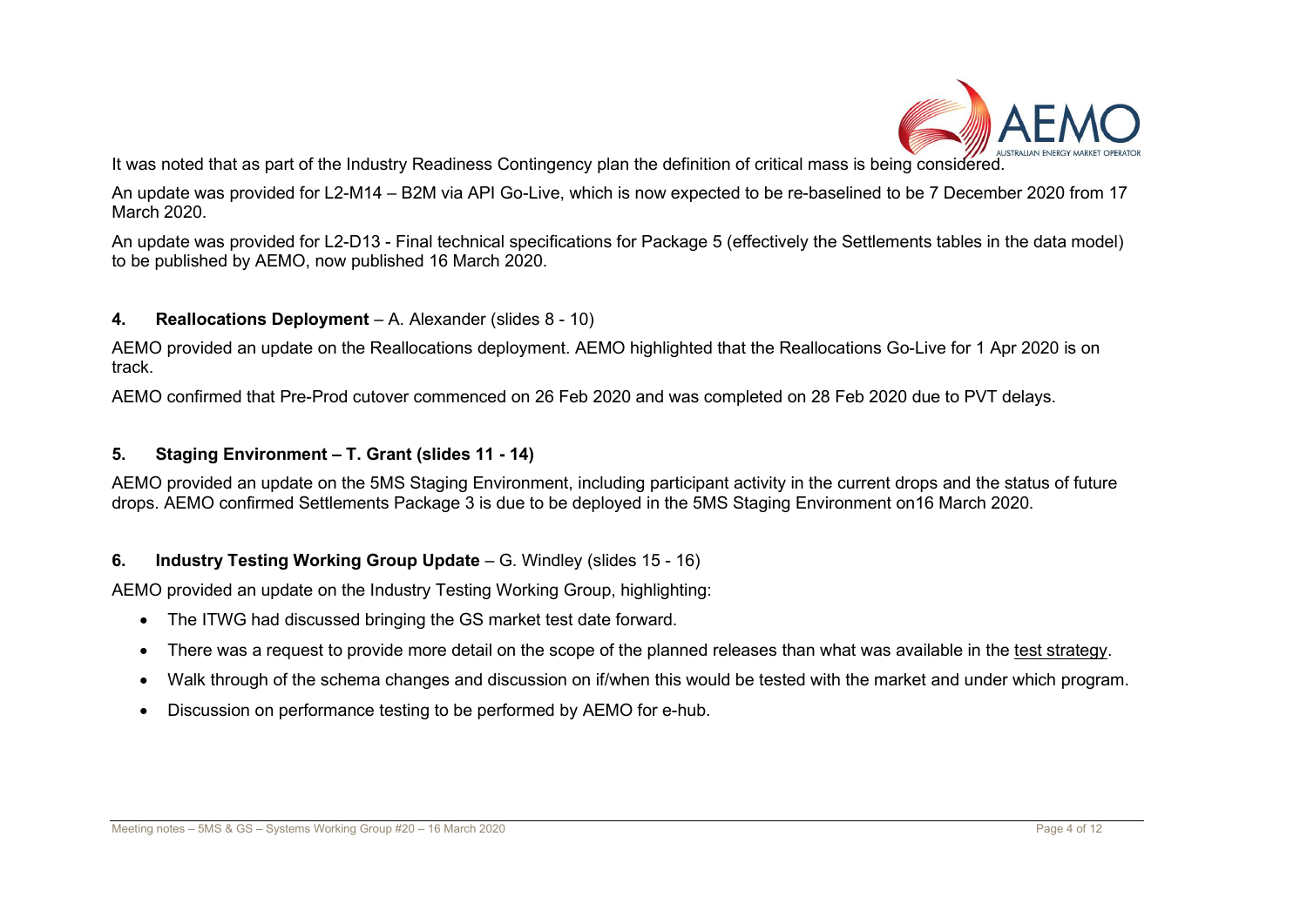It was noted that as part of the Industry Readiness Contingency plan the definition of critical mass is being considered.

An update was provided for L2-M14 – B2M via API Go-Live, which is now expected to be re-baselined to be 7 December 2020 from 17 March 2020.

An update was provided for L2-D13 - Final technical specifications for Package 5 (effectively the Settlements tables in the data model) to be published by AEMO, now published 16 March 2020.

### 4. **Reallocations Deployment** – A. Alexander (slides 8 - 10)

AEMO provided an update on the Reallocations deployment. AEMO highlighted that the Reallocations Go-Live for 1 Apr 2020 is on track.

AEMO confirmed that Pre-Prod cutover commenced on 26 Feb 2020 and was completed on 28 Feb 2020 due to PVT delays.

### 5. **Staging Environment – T. Grant (slides 11 - 14)**

AEMO provided an update on the 5MS Staging Environment, including participant activity in the current drops and the status of future drops. AEMO confirmed Settlements Package 3 is due to be deployed in the 5MS Staging Environment on16 March 2020.

### 6. **Industry Testing Working Group Update** – G. Windley (slides 15 - 16)

AEMO provided an update on the Industry Testing Working Group, highlighting:

- The ITWG had discussed bringing the GS market test date forward.
- There was a request to provide more detail on the scope of the planned releases than what was available in the test strategy.
- Walk through of the schema changes and discussion on if/when this would be tested with the market and under which program.
- Discussion on performance testing to be performed by AEMO for e-hub.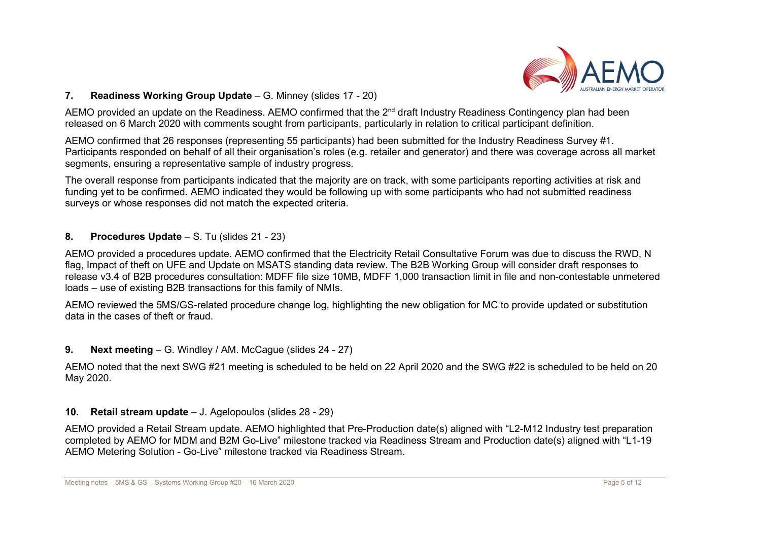**7. Readiness Working Group Update** – G. Minney (slides 17 - 20)

AEMO provided an update on the Readiness. AEMO confirmed that the 2nd draft Industry Readiness Contingency plan had been released on 6 March 2020 with comments sought from participants, particularly in relation to critical participant definition.

AEMO confirmed that 26 responses (representing 55 participants) had been submitted for the Industry Readiness Survey #1. Participants responded on behalf of all their organisation's roles (e.g. retailer and generator) and there was coverage across all market segments, ensuring a representative sample of industry progress.

The overall response from participants indicated that the majority are on track, with some participants reporting activities at risk and funding yet to be confirmed. AEMO indicated they would be following up with some participants who had not submitted readiness surveys or whose responses did not match the expected criteria.

**8. Procedures Update** – S. Tu (slides 21 - 23)

AEMO provided a procedures update. AEMO confirmed that the Electricity Retail Consultative Forum was due to discuss the RWD, N flag, Impact of theft on UFE and Update on MSATS standing data review. The B2B Working Group will consider draft responses to release v3.4 of B2B procedures consultation: MDFF file size 10MB, MDFF 1,000 transaction limit in file and non-contestable unmetered loads – use of existing B2B transactions for this family of NMIs.

AEMO reviewed the 5MS/GS-related procedure change log, highlighting the new obligation for MC to provide updated or substitution data in the cases of theft or fraud.

**9. Next meeting** – G. Windley / AM. McCague (slides 24 - 27)

AEMO noted that the next SWG #21 meeting is scheduled to be held on 22 April 2020 and the SWG #22 is scheduled to be held on 20 May 2020.

**10. Retail stream update** – J. Agelopoulos (slides 28 - 29)

AEMO provided a Retail Stream update. AEMO highlighted that Pre-Production date(s) aligned with "L2-M12 Industry test preparation completed by AEMO for MDM and B2M Go-Live" milestone tracked via Readiness Stream and Production date(s) aligned with "L1-19 AEMO Metering Solution - Go-Live" milestone tracked via Readiness Stream.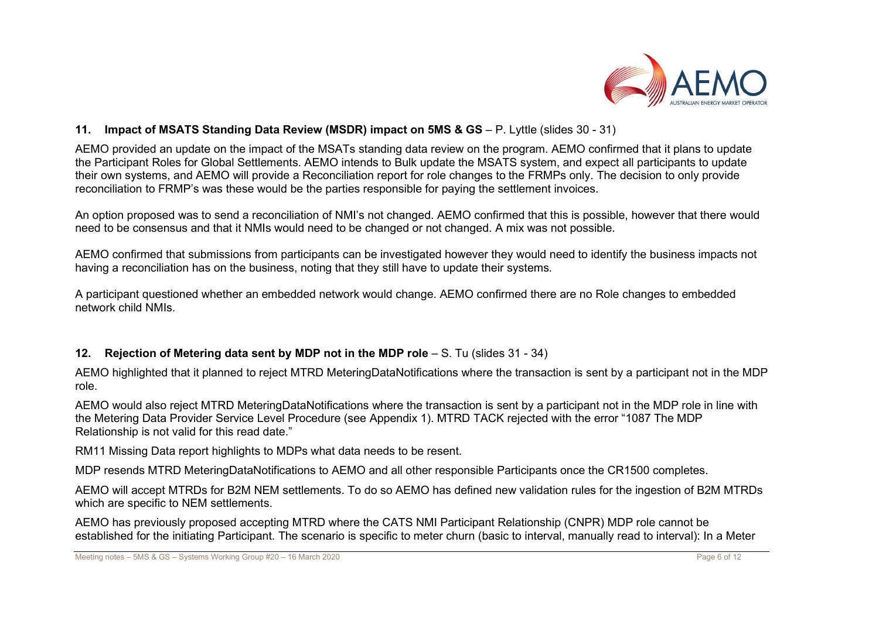## 11. Impact of MSATS Standing Data Review (MSDR) impact on 5MS & GS – P. Lyttle (slides 30 - 31)

AEMO provided an update on the impact of the MSATs standing data review on the program. AEMO confirmed that it plans to update the Participant Roles for Global Settlements. AEMO intends to Bulk update the MSATS system, and expect all participants to update their own systems, and AEMO will provide a Reconciliation report for role changes to the FRMPs only. The decision to only provide reconciliation to FRMP's was these would be the parties responsible for paying the settlement invoices.

An option proposed was to send a reconciliation of NMI's not changed. AEMO confirmed that this is possible, however that there would need to be consensus and that it NMIs would need to be changed or not changed. A mix was not possible.

AEMO confirmed that submissions from participants can be investigated however they would need to identify the business impacts not having a reconciliation has on the business, noting that they still have to update their systems.

A participant questioned whether an embedded network would change. AEMO confirmed there are no Role changes to embedded network child NMIs.

## 12. Rejection of Metering data sent by MDP not in the MDP role – S. Tu (slides 31 - 34)

AEMO highlighted that it planned to reject MTRD MeteringDataNotifications where the transaction is sent by a participant not in the MDP role.

AEMO would also reject MTRD MeteringDataNotifications where the transaction is sent by a participant not in the MDP role in line with the Metering Data Provider Service Level Procedure (see Appendix 1). MTRD TACK rejected with the error "1087 The MDP Relationship is not valid for this read date."

RM11 Missing Data report highlights to MDPs what data needs to be resent.

MDP resends MTRD MeteringDataNotifications to AEMO and all other responsible Participants once the CR1500 completes.

AEMO will accept MTRDs for B2M NEM settlements. To do so AEMO has defined new validation rules for the ingestion of B2M MTRDs which are specific to NEM settlements.

AEMO has previously proposed accepting MTRD where the CATS NMI Participant Relationship (CNPR) MDP role cannot be established for the initiating Participant. The scenario is specific to meter churn (basic to interval, manually read to interval): In a Meter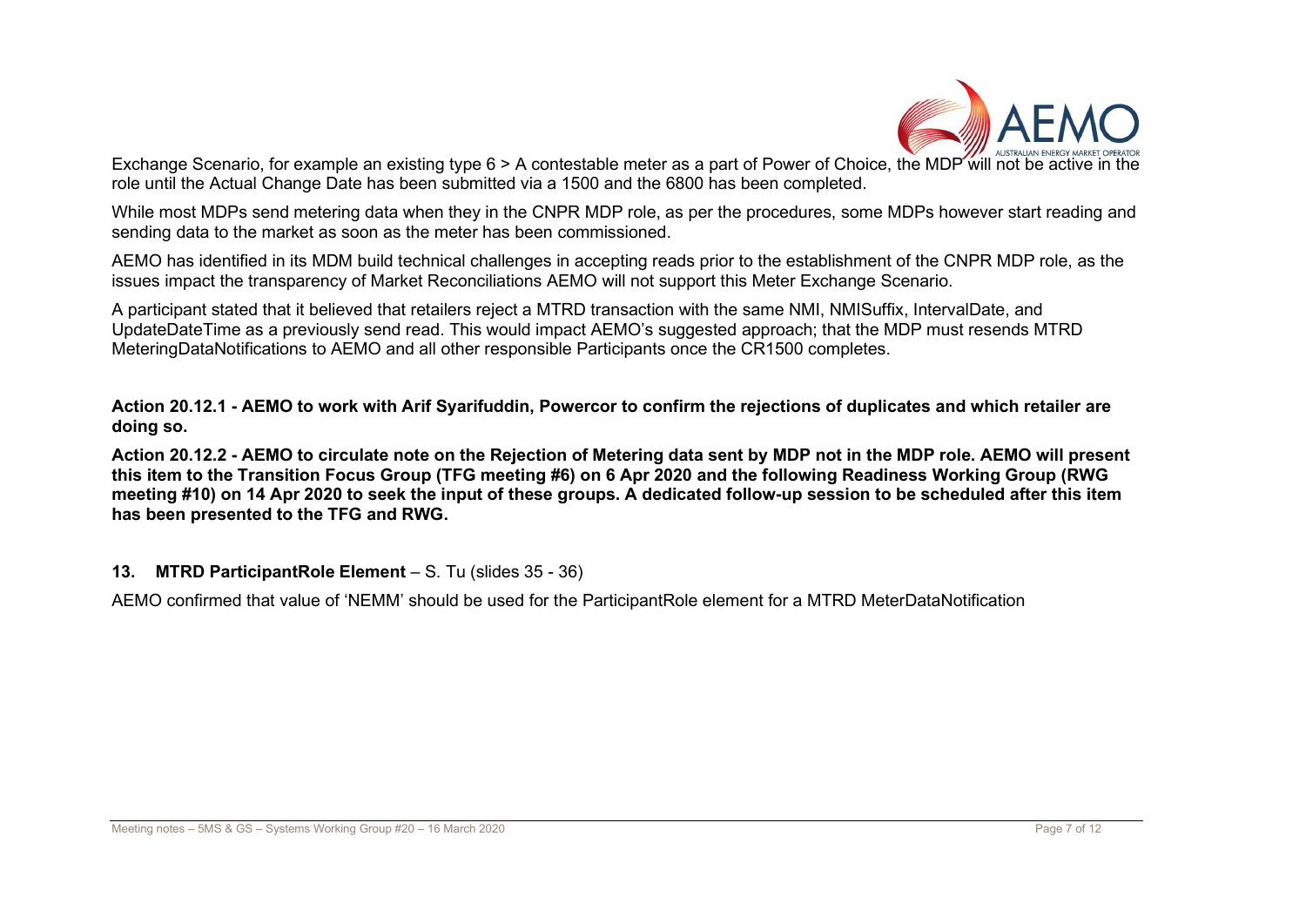Exchange Scenario, for example an existing type 6 > A contestable meter as a part of Power of Choice, the MDP will not be active in the role until the Actual Change Date has been submitted via a 1500 and the 6800 has been completed.

While most MDPs send metering data when they in the CNPR MDP role, as per the procedures, some MDPs however start reading and sending data to the market as soon as the meter has been commissioned.

AEMO has identified in its MDM build technical challenges in accepting reads prior to the establishment of the CNPR MDP role, as the issues impact the transparency of Market Reconciliations AEMO will not support this Meter Exchange Scenario.

A participant stated that it believed that retailers reject a MTRD transaction with the same NMI, NMISuffix, IntervalDate, and UpdateDateTime as a previously send read. This would impact AEMO's suggested approach; that the MDP must resends MTRD MeteringDataNotifications to AEMO and all other responsible Participants once the CR1500 completes.

**Action 20.12.1 - AEMO to work with Arif Syarifuddin, Powercor to confirm the rejections of duplicates and which retailer are doing so.**

**Action 20.12.2 - AEMO to circulate note on the Rejection of Metering data sent by MDP not in the MDP role. AEMO will present this item to the Transition Focus Group (TFG meeting #6) on 6 Apr 2020 and the following Readiness Working Group (RWG meeting #10) on 14 Apr 2020 to seek the input of these groups. A dedicated follow-up session to be scheduled after this item has been presented to the TFG and RWG.**

## 13. **MTRD ParticipantRole Element** – S. Tu (slides 35 - 36)

AEMO confirmed that value of 'NEMM' should be used for the ParticipantRole element for a MTRD MeterDataNotification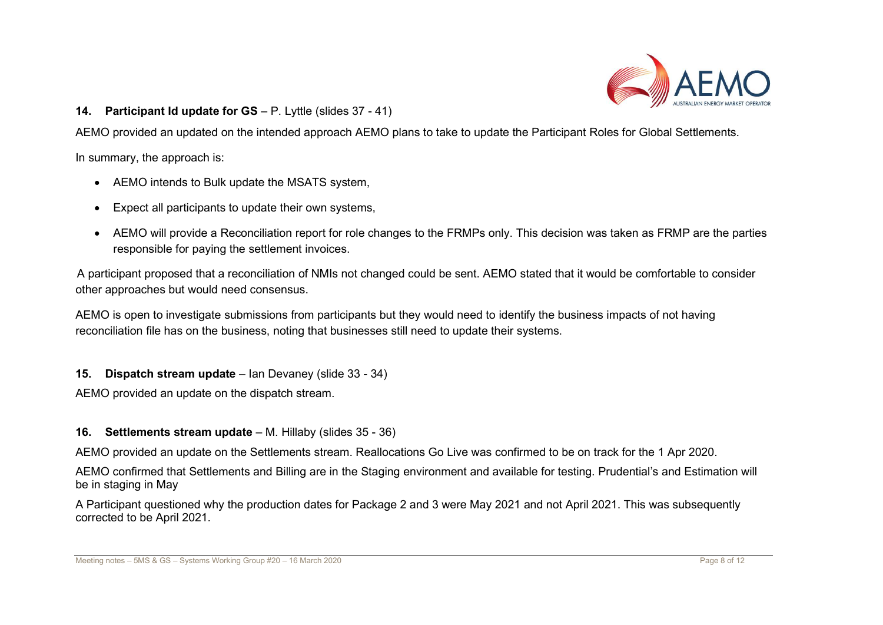**14. Participant Id update for GS** – P. Lyttle (slides 37 - 41)

AEMO provided an updated on the intended approach AEMO plans to take to update the Participant Roles for Global Settlements.

In summary, the approach is:

- AEMO intends to Bulk update the MSATS system,
- Expect all participants to update their own systems,
- AEMO will provide a Reconciliation report for role changes to the FRMPs only. This decision was taken as FRMP are the parties responsible for paying the settlement invoices.

A participant proposed that a reconciliation of NMIs not changed could be sent. AEMO stated that it would be comfortable to consider other approaches but would need consensus.

AEMO is open to investigate submissions from participants but they would need to identify the business impacts of not having reconciliation file has on the business, noting that businesses still need to update their systems.

**15. Dispatch stream update** – Ian Devaney (slide 33 - 34)

AEMO provided an update on the dispatch stream.

**16. Settlements stream update** – M. Hillaby (slides 35 - 36)

AEMO provided an update on the Settlements stream. Reallocations Go Live was confirmed to be on track for the 1 Apr 2020.

AEMO confirmed that Settlements and Billing are in the Staging environment and available for testing. Prudential's and Estimation will be in staging in May

A Participant questioned why the production dates for Package 2 and 3 were May 2021 and not April 2021. This was subsequently corrected to be April 2021.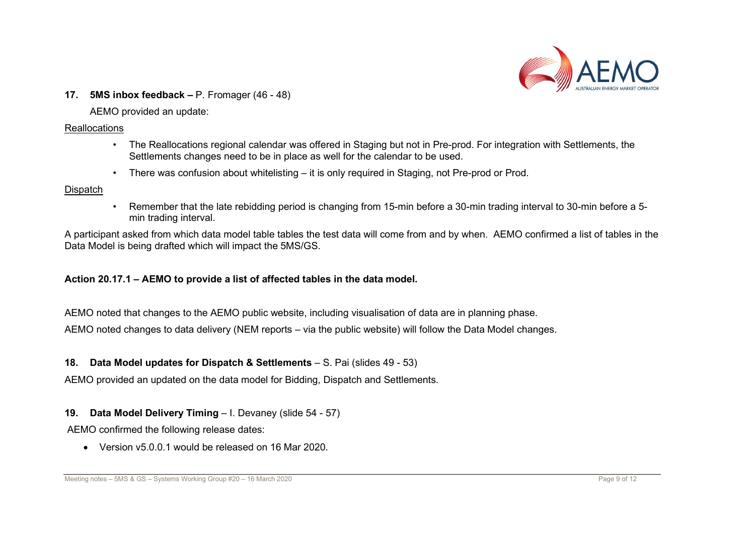**17. 5MS inbox feedback –** P. Fromager (46 - 48)

AEMO provided an update:

Reallocations

- The Reallocations regional calendar was offered in Staging but not in Pre-prod. For integration with Settlements, the Settlements changes need to be in place as well for the calendar to be used.
- There was confusion about whitelisting – it is only required in Staging, not Pre-prod or Prod.

Dispatch

- Remember that the late rebidding period is changing from 15-min before a 30-min trading interval to 30-min before a 5-min trading interval.

A participant asked from which data model table tables the test data will come from and by when. AEMO confirmed a list of tables in the Data Model is being drafted which will impact the 5MS/GS.

**Action 20.17.1 – AEMO to provide a list of affected tables in the data model.**

AEMO noted that changes to the AEMO public website, including visualisation of data are in planning phase.

AEMO noted changes to data delivery (NEM reports – via the public website) will follow the Data Model changes.

**18. Data Model updates for Dispatch & Settlements** – S. Pai (slides 49 - 53)

AEMO provided an updated on the data model for Bidding, Dispatch and Settlements.

**19. Data Model Delivery Timing** – I. Devaney (slide 54 - 57)

AEMO confirmed the following release dates:

- Version v5.0.0.1 would be released on 16 Mar 2020.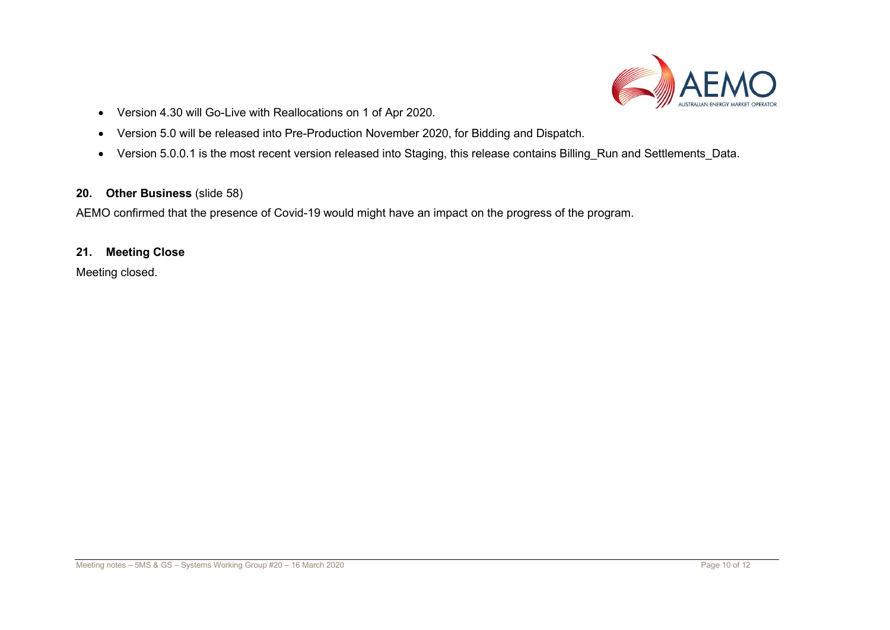- Version 4.30 will Go-Live with Reallocations on 1 of Apr 2020.
- Version 5.0 will be released into Pre-Production November 2020, for Bidding and Dispatch.
- Version 5.0.0.1 is the most recent version released into Staging, this release contains Billing_Run and Settlements_Data.

## 20. Other Business (slide 58)

AEMO confirmed that the presence of Covid-19 would might have an impact on the progress of the program.

## 21. Meeting Close

Meeting closed.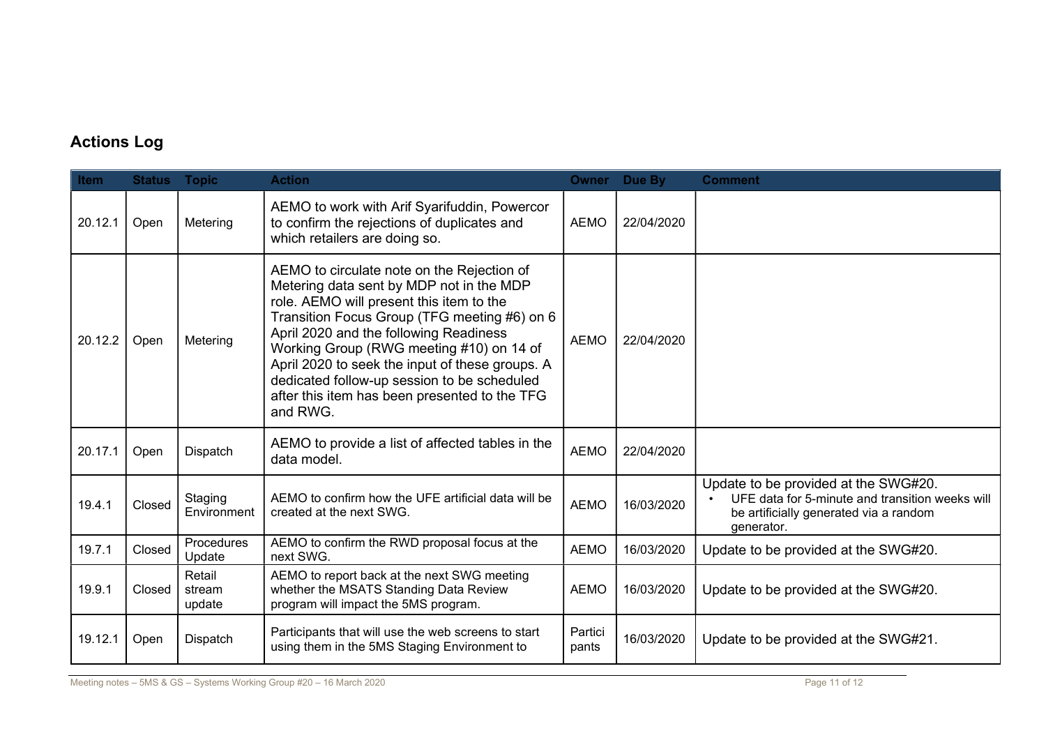## Actions Log

| Item | Status | Topic | Action | Owner | Due By | Comment |
|---|---|---|---|---|---|---|
| 20.12.1 | Open | Metering | AEMO to work with Arif Syarifuddin, Powercor to confirm the rejections of duplicates and which retailers are doing so. | AEMO | 22/04/2020 | |
| 20.12.2 | Open | Metering | AEMO to circulate note on the Rejection of Metering data sent by MDP not in the MDP role. AEMO will present this item to the Transition Focus Group (TFG meeting #6) on 6 April 2020 and the following Readiness Working Group (RWG meeting #10) on 14 of April 2020 to seek the input of these groups. A dedicated follow-up session to be scheduled after this item has been presented to the TFG and RWG. | AEMO | 22/04/2020 | |
| 20.17.1 | Open | Dispatch | AEMO to provide a list of affected tables in the data model. | AEMO | 22/04/2020 | |
| 19.4.1 | Closed | Staging Environment | AEMO to confirm how the UFE artificial data will be created at the next SWG. | AEMO | 16/03/2020 | Update to be provided at the SWG#20. <br>• UFE data for 5-minute and transition weeks will be artificially generated via a random generator. |
| 19.7.1 | Closed | Procedures Update | AEMO to confirm the RWD proposal focus at the next SWG. | AEMO | 16/03/2020 | Update to be provided at the SWG#20. |
| 19.9.1 | Closed | Retail stream update | AEMO to report back at the next SWG meeting whether the MSATS Standing Data Review program will impact the 5MS program. | AEMO | 16/03/2020 | Update to be provided at the SWG#20. |
| 19.12.1 | Open | Dispatch | Participants that will use the web screens to start using them in the 5MS Staging Environment to | Participants | 16/03/2020 | Update to be provided at the SWG#21. |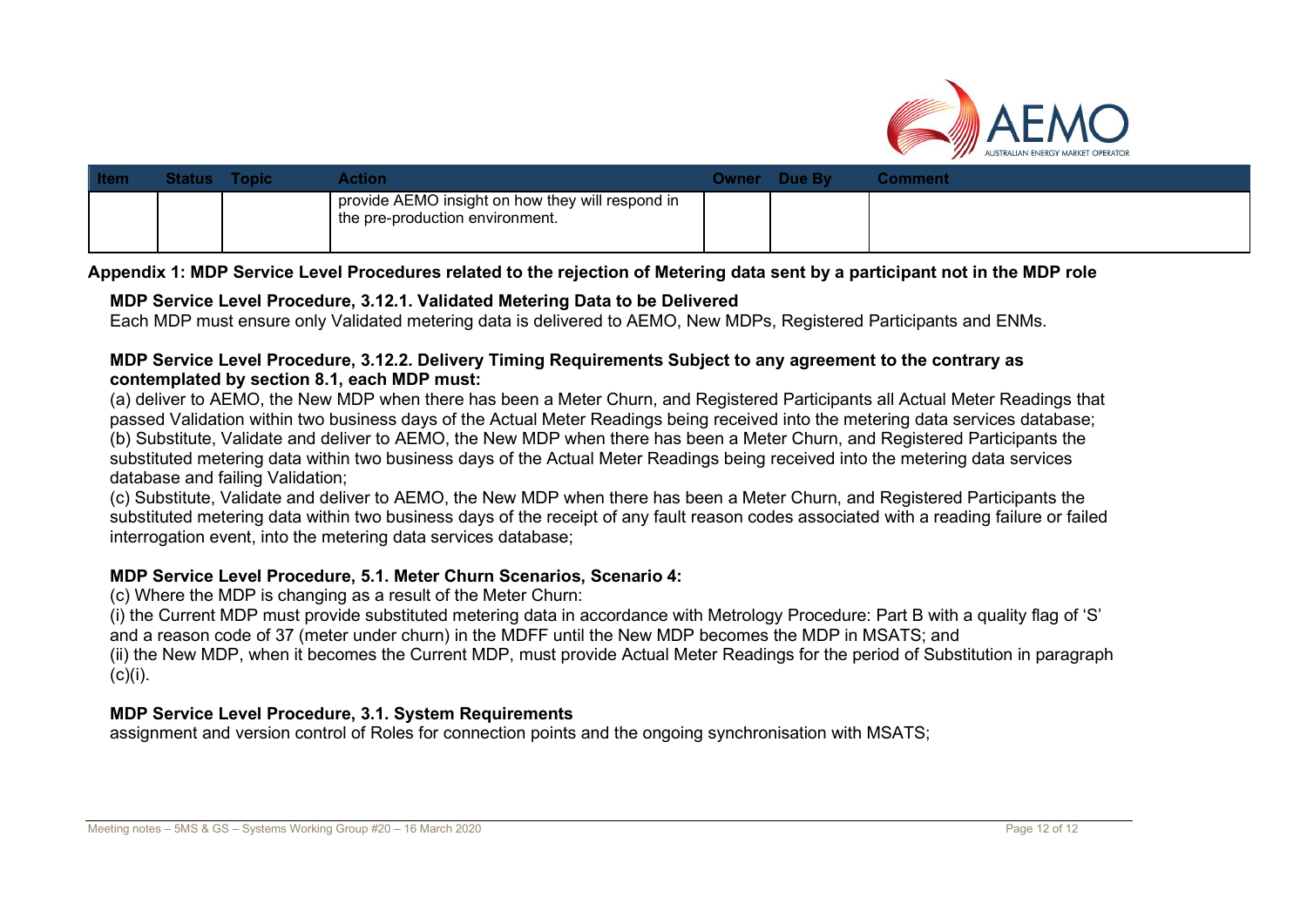| Item | Status | Topic | Action | Owner | Due By | Comment |
| --- | --- | --- | --- | --- | --- | --- |
| | | | provide AEMO insight on how they will respond in the pre-production environment. | | | |

**Appendix 1: MDP Service Level Procedures related to the rejection of Metering data sent by a participant not in the MDP role**

**MDP Service Level Procedure, 3.12.1. Validated Metering Data to be Delivered**

Each MDP must ensure only Validated metering data is delivered to AEMO, New MDPs, Registered Participants and ENMs.

**MDP Service Level Procedure, 3.12.2. Delivery Timing Requirements Subject to any agreement to the contrary as contemplated by section 8.1, each MDP must:**

(a) deliver to AEMO, the New MDP when there has been a Meter Churn, and Registered Participants all Actual Meter Readings that passed Validation within two business days of the Actual Meter Readings being received into the metering data services database;
(b) Substitute, Validate and deliver to AEMO, the New MDP when there has been a Meter Churn, and Registered Participants the substituted metering data within two business days of the Actual Meter Readings being received into the metering data services database and failing Validation;
(c) Substitute, Validate and deliver to AEMO, the New MDP when there has been a Meter Churn, and Registered Participants the substituted metering data within two business days of the receipt of any fault reason codes associated with a reading failure or failed interrogation event, into the metering data services database;

**MDP Service Level Procedure, 5.1. Meter Churn Scenarios, Scenario 4:**

(c) Where the MDP is changing as a result of the Meter Churn:
(i) the Current MDP must provide substituted metering data in accordance with Metrology Procedure: Part B with a quality flag of 'S' and a reason code of 37 (meter under churn) in the MDFF until the New MDP becomes the MDP in MSATS; and
(ii) the New MDP, when it becomes the Current MDP, must provide Actual Meter Readings for the period of Substitution in paragraph (c)(i).

**MDP Service Level Procedure, 3.1. System Requirements**

assignment and version control of Roles for connection points and the ongoing synchronisation with MSATS;